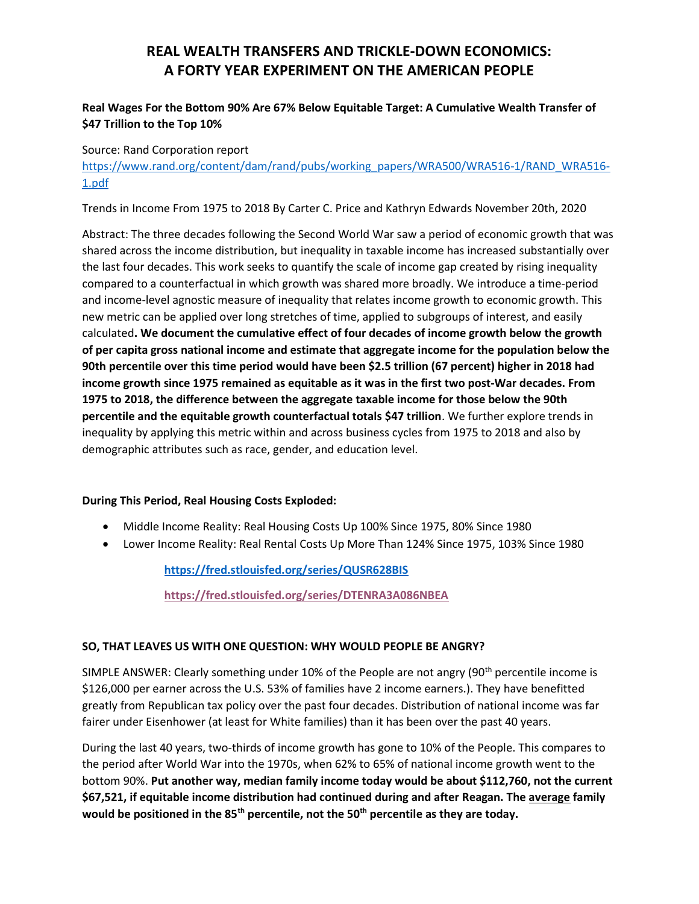# REAL WEALTH TRANSFERS AND TRICKLE-DOWN ECONOMICS: A FORTY YEAR EXPERIMENT ON THE AMERICAN PEOPLE

**Real Wages For the Bottom 90% Are 67% Below Equitable Target: A Cumulative Wealth Transfer of $47 Trillion to the Top 10%**

Source: Rand Corporation report
https://www.rand.org/content/dam/rand/pubs/working_papers/WRA500/WRA516-1/RAND_WRA516-1.pdf

Trends in Income From 1975 to 2018 By Carter C. Price and Kathryn Edwards November 20th, 2020

Abstract: The three decades following the Second World War saw a period of economic growth that was shared across the income distribution, but inequality in taxable income has increased substantially over the last four decades. This work seeks to quantify the scale of income gap created by rising inequality compared to a counterfactual in which growth was shared more broadly. We introduce a time-period and income-level agnostic measure of inequality that relates income growth to economic growth. This new metric can be applied over long stretches of time, applied to subgroups of interest, and easily calculated**. We document the cumulative effect of four decades of income growth below the growth of per capita gross national income and estimate that aggregate income for the population below the 90th percentile over this time period would have been $2.5 trillion (67 percent) higher in 2018 had income growth since 1975 remained as equitable as it was in the first two post-War decades. From 1975 to 2018, the difference between the aggregate taxable income for those below the 90th percentile and the equitable growth counterfactual totals $47 trillion**. We further explore trends in inequality by applying this metric within and across business cycles from 1975 to 2018 and also by demographic attributes such as race, gender, and education level.

**During This Period, Real Housing Costs Exploded:**

- Middle Income Reality: Real Housing Costs Up 100% Since 1975, 80% Since 1980
- Lower Income Reality: Real Rental Costs Up More Than 124% Since 1975, 103% Since 1980

**https://fred.stlouisfed.org/series/QUSR628BIS**

**https://fred.stlouisfed.org/series/DTENRA3A086NBEA**

**SO, THAT LEAVES US WITH ONE QUESTION: WHY WOULD PEOPLE BE ANGRY?**

SIMPLE ANSWER: Clearly something under 10% of the People are not angry (90th percentile income is $126,000 per earner across the U.S. 53% of families have 2 income earners.). They have benefitted greatly from Republican tax policy over the past four decades. Distribution of national income was far fairer under Eisenhower (at least for White families) than it has been over the past 40 years.

During the last 40 years, two-thirds of income growth has gone to 10% of the People. This compares to the period after World War into the 1970s, when 62% to 65% of national income growth went to the bottom 90%. **Put another way, median family income today would be about $112,760, not the current $67,521, if equitable income distribution had continued during and after Reagan. The <u>average</u> family would be positioned in the 85th percentile, not the 50th percentile as they are today.**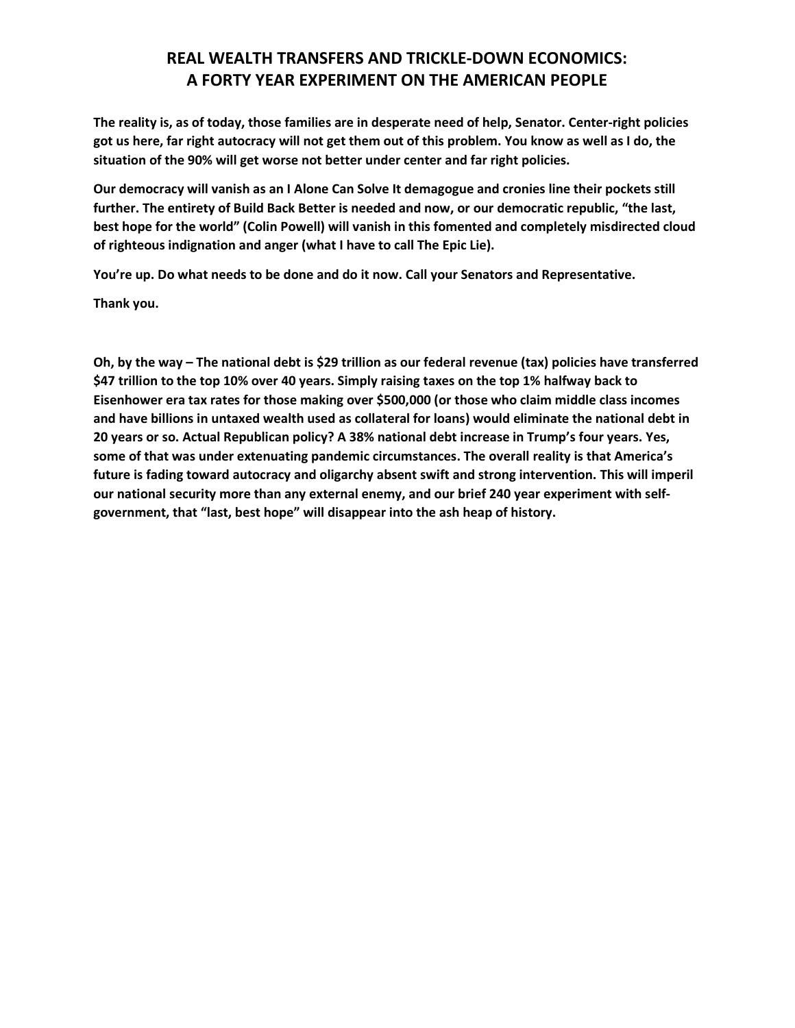# REAL WEALTH TRANSFERS AND TRICKLE-DOWN ECONOMICS: A FORTY YEAR EXPERIMENT ON THE AMERICAN PEOPLE

**The reality is, as of today, those families are in desperate need of help, Senator. Center-right policies got us here, far right autocracy will not get them out of this problem. You know as well as I do, the situation of the 90% will get worse not better under center and far right policies.**

**Our democracy will vanish as an I Alone Can Solve It demagogue and cronies line their pockets still further. The entirety of Build Back Better is needed and now, or our democratic republic, "the last, best hope for the world" (Colin Powell) will vanish in this fomented and completely misdirected cloud of righteous indignation and anger (what I have to call The Epic Lie).**

**You're up. Do what needs to be done and do it now. Call your Senators and Representative.**

**Thank you.**

**Oh, by the way – The national debt is $29 trillion as our federal revenue (tax) policies have transferred $47 trillion to the top 10% over 40 years. Simply raising taxes on the top 1% halfway back to Eisenhower era tax rates for those making over $500,000 (or those who claim middle class incomes and have billions in untaxed wealth used as collateral for loans) would eliminate the national debt in 20 years or so. Actual Republican policy? A 38% national debt increase in Trump's four years. Yes, some of that was under extenuating pandemic circumstances. The overall reality is that America's future is fading toward autocracy and oligarchy absent swift and strong intervention. This will imperil our national security more than any external enemy, and our brief 240 year experiment with self-government, that "last, best hope" will disappear into the ash heap of history.**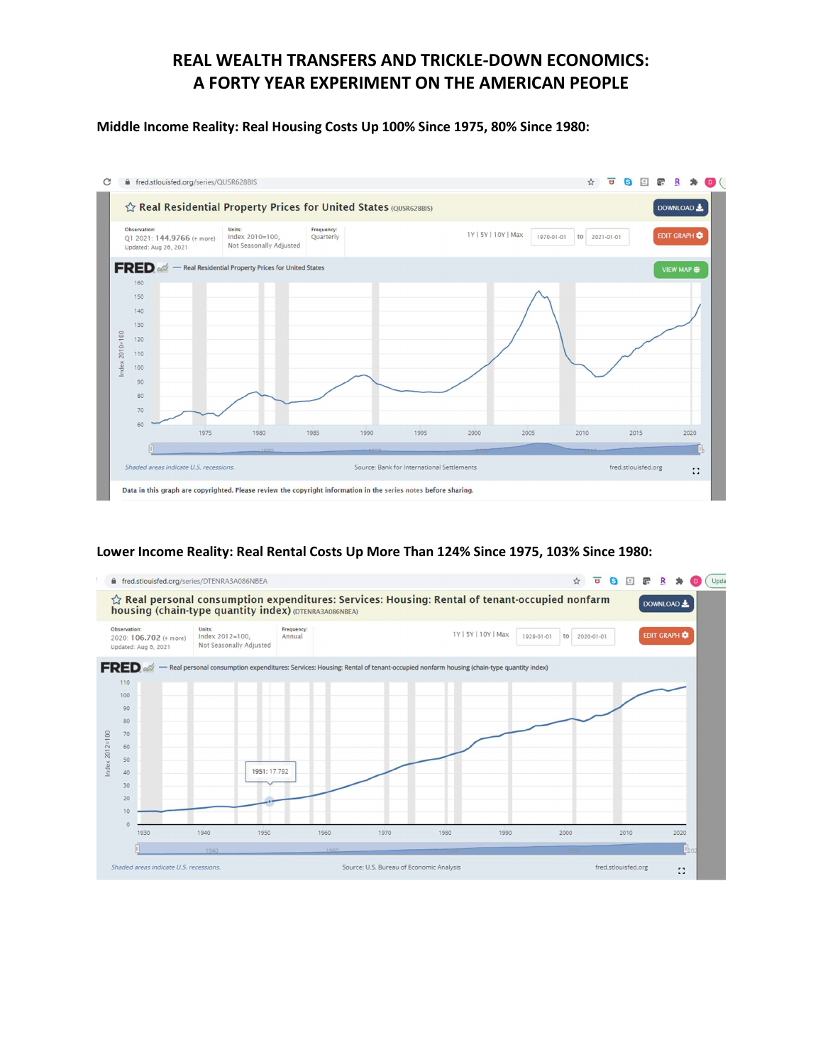# REAL WEALTH TRANSFERS AND TRICKLE-DOWN ECONOMICS: A FORTY YEAR EXPERIMENT ON THE AMERICAN PEOPLE

**Middle Income Reality: Real Housing Costs Up 100% Since 1975, 80% Since 1980:**

fred.stlouisfed.org/series/QUSR628BIS

Real Residential Property Prices for United States (QUSR628BIS)

Observation: Q1 2021: 144.9766 (+ more) Updated: Aug 26, 2021

Units: Index 2010=100, Not Seasonally Adjusted

Frequency: Quarterly

1Y | 5Y | 10Y | Max 1970-01-01 to 2021-01-01

FRED — Real Residential Property Prices for United States

Index 2010=100

160, 150, 140, 130, 120, 110, 100, 90, 80, 70, 60

1975, 1980, 1985, 1990, 1995, 2000, 2005, 2010, 2015, 2020

Shaded areas indicate U.S. recessions. Source: Bank for International Settlements fred.stlouisfed.org

Data in this graph are copyrighted. Please review the copyright information in the series notes before sharing.

**Lower Income Reality: Real Rental Costs Up More Than 124% Since 1975, 103% Since 1980:**

fred.stlouisfed.org/series/DTENRA3A086NBEA

Real personal consumption expenditures: Services: Housing: Rental of tenant-occupied nonfarm housing (chain-type quantity index) (DTENRA3A086NBEA)

Observation: 2020: 106.702 (+ more) Updated: Aug 6, 2021

Units: Index 2012=100, Not Seasonally Adjusted

Frequency: Annual

1Y | 5Y | 10Y | Max 1929-01-01 to 2020-01-01

FRED — Real personal consumption expenditures: Services: Housing: Rental of tenant-occupied nonfarm housing (chain-type quantity index)

Index 2012=100

110, 100, 90, 80, 70, 60, 50, 40, 30, 20, 10, 0

1951: 17.792

1930, 1940, 1950, 1960, 1970, 1980, 1990, 2000, 2010, 2020

Shaded areas indicate U.S. recessions. Source: U.S. Bureau of Economic Analysis fred.stlouisfed.org